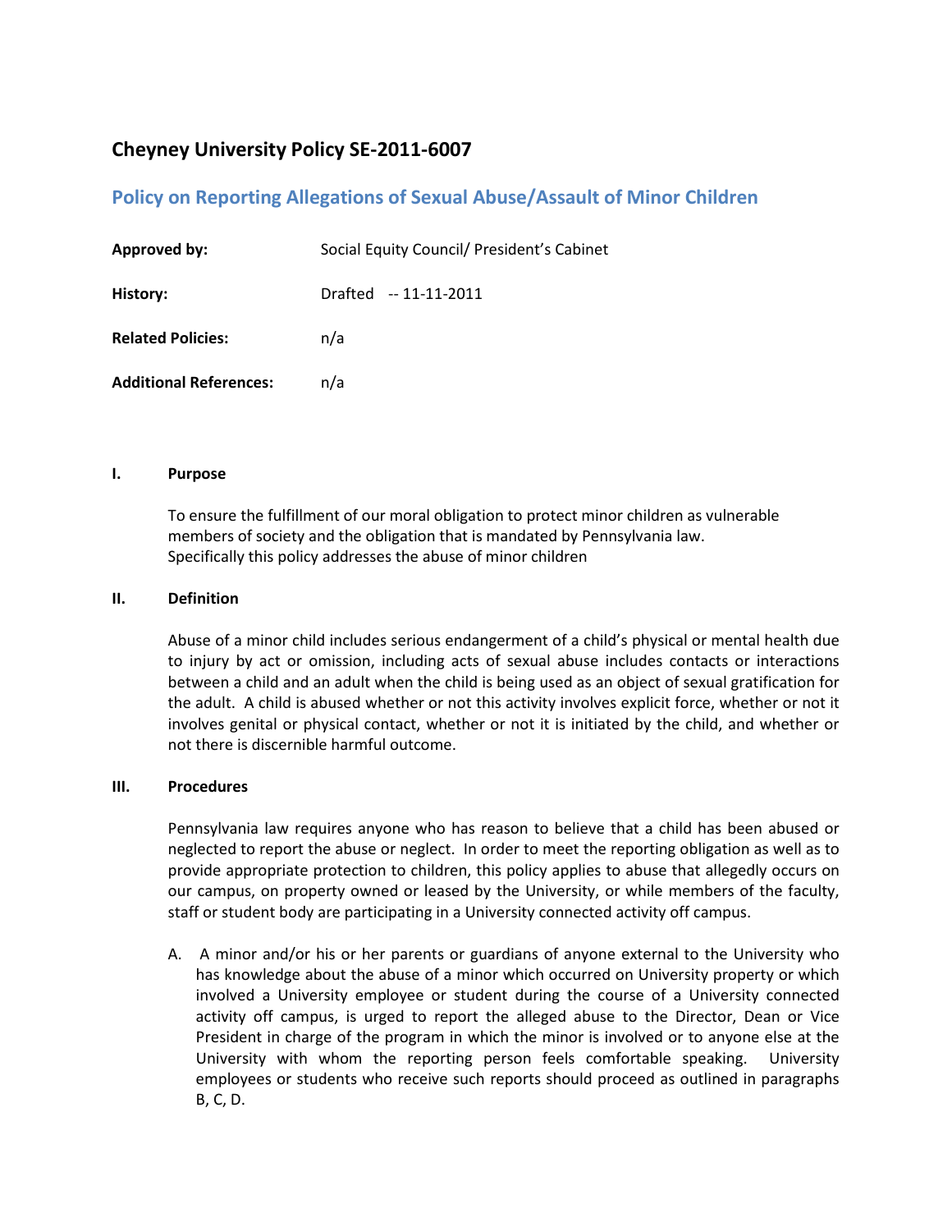# Cheyney University Policy SE-2011-6007

## Policy on Reporting Allegations of Sexual Abuse/Assault of Minor Children

| | |
|---|---|
| **Approved by:** | Social Equity Council/ President's Cabinet |
| **History:** | Drafted -- 11-11-2011 |
| **Related Policies:** | n/a |
| **Additional References:** | n/a |

### I. Purpose

To ensure the fulfillment of our moral obligation to protect minor children as vulnerable members of society and the obligation that is mandated by Pennsylvania law. Specifically this policy addresses the abuse of minor children

### II. Definition

Abuse of a minor child includes serious endangerment of a child's physical or mental health due to injury by act or omission, including acts of sexual abuse includes contacts or interactions between a child and an adult when the child is being used as an object of sexual gratification for the adult. A child is abused whether or not this activity involves explicit force, whether or not it involves genital or physical contact, whether or not it is initiated by the child, and whether or not there is discernible harmful outcome.

### III. Procedures

Pennsylvania law requires anyone who has reason to believe that a child has been abused or neglected to report the abuse or neglect. In order to meet the reporting obligation as well as to provide appropriate protection to children, this policy applies to abuse that allegedly occurs on our campus, on property owned or leased by the University, or while members of the faculty, staff or student body are participating in a University connected activity off campus.

A. A minor and/or his or her parents or guardians of anyone external to the University who has knowledge about the abuse of a minor which occurred on University property or which involved a University employee or student during the course of a University connected activity off campus, is urged to report the alleged abuse to the Director, Dean or Vice President in charge of the program in which the minor is involved or to anyone else at the University with whom the reporting person feels comfortable speaking. University employees or students who receive such reports should proceed as outlined in paragraphs B, C, D.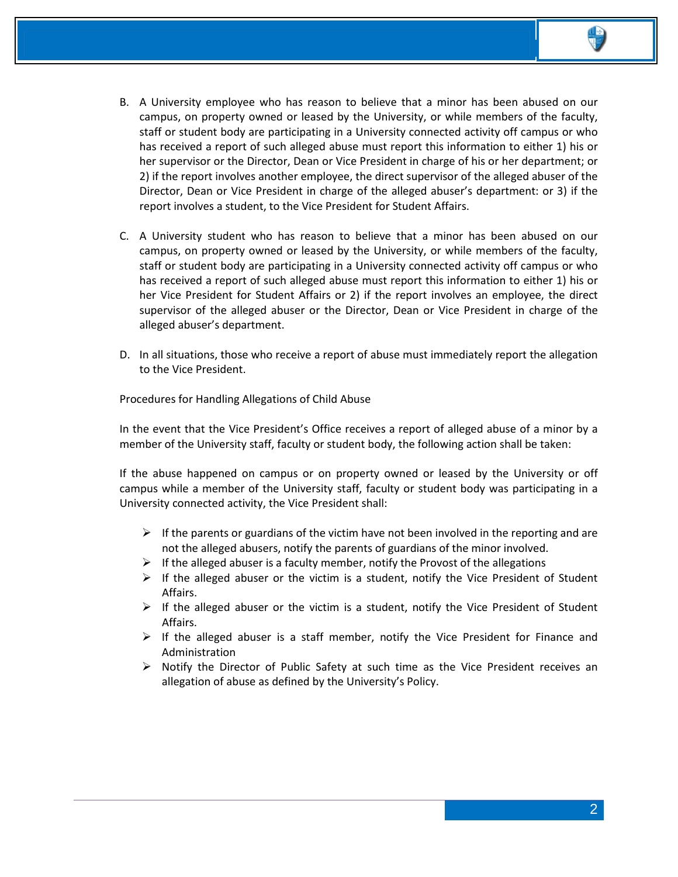B. A University employee who has reason to believe that a minor has been abused on our campus, on property owned or leased by the University, or while members of the faculty, staff or student body are participating in a University connected activity off campus or who has received a report of such alleged abuse must report this information to either 1) his or her supervisor or the Director, Dean or Vice President in charge of his or her department; or 2) if the report involves another employee, the direct supervisor of the alleged abuser of the Director, Dean or Vice President in charge of the alleged abuser's department: or 3) if the report involves a student, to the Vice President for Student Affairs.

C. A University student who has reason to believe that a minor has been abused on our campus, on property owned or leased by the University, or while members of the faculty, staff or student body are participating in a University connected activity off campus or who has received a report of such alleged abuse must report this information to either 1) his or her Vice President for Student Affairs or 2) if the report involves an employee, the direct supervisor of the alleged abuser or the Director, Dean or Vice President in charge of the alleged abuser's department.

D. In all situations, those who receive a report of abuse must immediately report the allegation to the Vice President.

Procedures for Handling Allegations of Child Abuse

In the event that the Vice President's Office receives a report of alleged abuse of a minor by a member of the University staff, faculty or student body, the following action shall be taken:

If the abuse happened on campus or on property owned or leased by the University or off campus while a member of the University staff, faculty or student body was participating in a University connected activity, the Vice President shall:

- If the parents or guardians of the victim have not been involved in the reporting and are not the alleged abusers, notify the parents of guardians of the minor involved.
- If the alleged abuser is a faculty member, notify the Provost of the allegations
- If the alleged abuser or the victim is a student, notify the Vice President of Student Affairs.
- If the alleged abuser or the victim is a student, notify the Vice President of Student Affairs.
- If the alleged abuser is a staff member, notify the Vice President for Finance and Administration
- Notify the Director of Public Safety at such time as the Vice President receives an allegation of abuse as defined by the University's Policy.